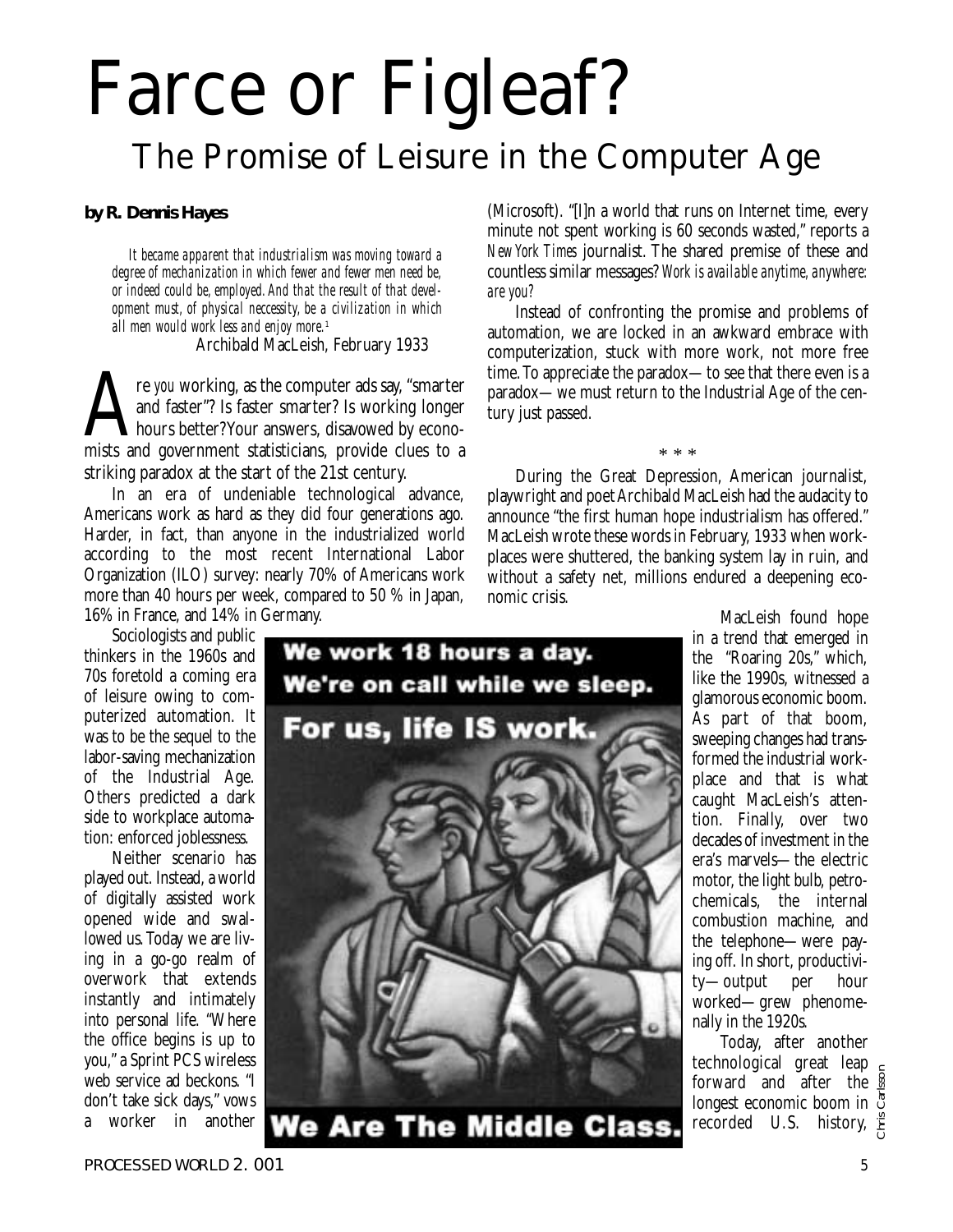# Farce or Figleaf?

## The Promise of Leisure in the Computer Age

**by R. Dennis Hayes**

> *It became apparent that industrialism was moving toward a degree of mechanization in which fewer and fewer men need be, or indeed could be, employed. And that the result of that development must, of physical neccessity, be a civilization in which all men would work less and enjoy more.*[1]
>
> Archibald MacLeish, February 1933

Are *you* working, as the computer ads say, "smarter and faster"? Is faster smarter? Is working longer hours better?Your answers, disavowed by economists and government statisticians, provide clues to a striking paradox at the start of the 21st century.

In an era of undeniable technological advance, Americans work as hard as they did four generations ago. Harder, in fact, than anyone in the industrialized world according to the most recent International Labor Organization (ILO) survey: nearly 70% of Americans work more than 40 hours per week, compared to 50 % in Japan, 16% in France, and 14% in Germany.

Sociologists and public thinkers in the 1960s and 70s foretold a coming era of leisure owing to computerized automation. It was to be the sequel to the labor-saving mechanization of the Industrial Age. Others predicted a dark side to workplace automation: enforced joblessness.

Neither scenario has played out. Instead, a world of digitally assisted work opened wide and swallowed us. Today we are living in a go-go realm of overwork that extends instantly and intimately into personal life. "Where the office begins is up to you," a Sprint PCS wireless web service ad beckons. "I don't take sick days," vows a worker in another (Microsoft). "[I]n a world that runs on Internet time, every minute not spent working is 60 seconds wasted," reports a *New York Times* journalist. The shared premise of these and countless similar messages? *Work is available anytime, anywhere: are you?*

Instead of confronting the promise and problems of automation, we are locked in an awkward embrace with computerization, stuck with more work, not more free time. To appreciate the paradox—to see that there even is a paradox—we must return to the Industrial Age of the century just passed.

\* \* \*

During the Great Depression, American journalist, playwright and poet Archibald MacLeish had the audacity to announce "the first human hope industrialism has offered." MacLeish wrote these words in February, 1933 when workplaces were shuttered, the banking system lay in ruin, and without a safety net, millions endured a deepening economic crisis.

MacLeish found hope in a trend that emerged in the "Roaring 20s," which, like the 1990s, witnessed a glamorous economic boom. As part of that boom, sweeping changes had transformed the industrial workplace and that is what caught MacLeish's attention. Finally, over two decades of investment in the era's marvels—the electric motor, the light bulb, petrochemicals, the internal combustion machine, and the telephone—were paying off. In short, productivity—output per hour worked—grew phenomenally in the 1920s.

Today, after another technological great leap forward and after the longest economic boom in recorded U.S. history,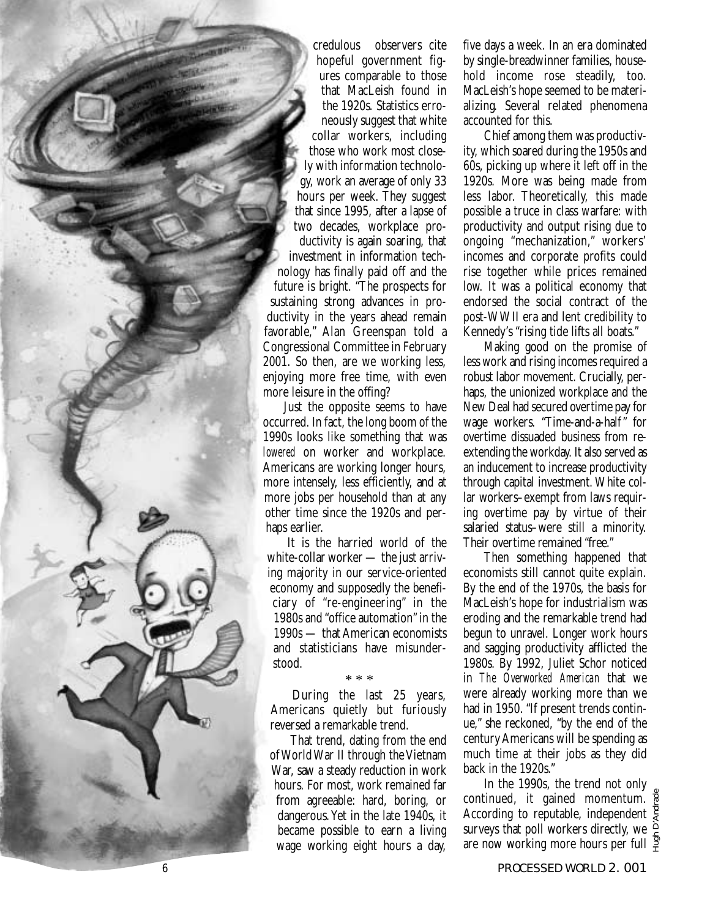credulous observers cite hopeful government figures comparable to those that MacLeish found in the 1920s. Statistics erroneously suggest that white collar workers, including those who work most closely with information technology, work an average of only 33 hours per week. They suggest that since 1995, after a lapse of two decades, workplace productivity is again soaring, that investment in information technology has finally paid off and the future is bright. "The prospects for sustaining strong advances in productivity in the years ahead remain favorable," Alan Greenspan told a Congressional Committee in February 2001. So then, are we working less, enjoying more free time, with even more leisure in the offing?

Just the opposite seems to have occurred. In fact, the long boom of the 1990s looks like something that was *lowered* on worker and workplace. Americans are working longer hours, more intensely, less efficiently, and at more jobs per household than at any other time since the 1920s and perhaps earlier.

It is the harried world of the white-collar worker — the just arriving majority in our service-oriented economy and supposedly the beneficiary of "re-engineering" in the 1980s and "office automation" in the 1990s — that American economists and statisticians have misunderstood.

\* \* \*

During the last 25 years, Americans quietly but furiously reversed a remarkable trend.

That trend, dating from the end of World War II through the Vietnam War, saw a steady reduction in work hours. For most, work remained far from agreeable: hard, boring, or dangerous. Yet in the late 1940s, it became possible to earn a living wage working eight hours a day, five days a week. In an era dominated by single-breadwinner families, household income rose steadily, too. MacLeish's hope seemed to be materializing. Several related phenomena accounted for this.

Chief among them was productivity, which soared during the 1950s and 60s, picking up where it left off in the 1920s. More was being made from less labor. Theoretically, this made possible a truce in class warfare: with productivity and output rising due to ongoing "mechanization," workers' incomes and corporate profits could rise together while prices remained low. It was a political economy that endorsed the social contract of the post-WWII era and lent credibility to Kennedy's "rising tide lifts all boats."

Making good on the promise of less work and rising incomes required a robust labor movement. Crucially, perhaps, the unionized workplace and the New Deal had secured overtime pay for wage workers. "Time-and-a-half" for overtime dissuaded business from re-extending the workday. It also served as an inducement to increase productivity through capital investment. White collar workers–exempt from laws requiring overtime pay by virtue of their salaried status–were still a minority. Their overtime remained "free."

Then something happened that economists still cannot quite explain. By the end of the 1970s, the basis for MacLeish's hope for industrialism was eroding and the remarkable trend had begun to unravel. Longer work hours and sagging productivity afflicted the 1980s. By 1992, Juliet Schor noticed in *The Overworked American* that we were already working more than we had in 1950. "If present trends continue," she reckoned, "by the end of the century Americans will be spending as much time at their jobs as they did back in the 1920s."

In the 1990s, the trend not only continued, it gained momentum. According to reputable, independent surveys that poll workers directly, we are now working more hours per full

Hugh D'Andrade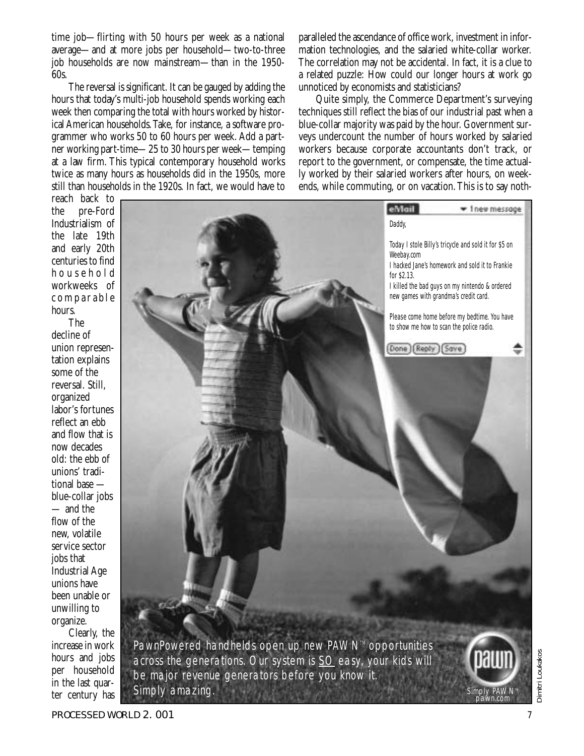time job—flirting with 50 hours per week as a national average—and at more jobs per household—two-to-three job households are now mainstream—than in the 1950-60s.

The reversal is significant. It can be gauged by adding the hours that today's multi-job household spends working each week then comparing the total with hours worked by historical American households. Take, for instance, a software programmer who works 50 to 60 hours per week. Add a partner working part-time—25 to 30 hours per week—temping at a law firm. This typical contemporary household works twice as many hours as households did in the 1950s, more still than households in the 1920s. In fact, we would have to reach back to the pre-Ford Industrialism of the late 19th and early 20th centuries to find household workweeks of comparable hours.

The decline of union representation explains some of the reversal. Still, organized labor's fortunes reflect an ebb and flow that is now decades old: the ebb of unions' traditional base — blue-collar jobs — and the flow of the new, volatile service sector jobs that Industrial Age unions have been unable or unwilling to organize.

Clearly, the increase in work hours and jobs per household in the last quarter century has paralleled the ascendance of office work, investment in information technologies, and the salaried white-collar worker. The correlation may not be accidental. In fact, it is a clue to a related puzzle: How could our longer hours at work go unnoticed by economists and statisticians?

Quite simply, the Commerce Department's surveying techniques still reflect the bias of our industrial past when a blue-collar majority was paid by the hour. Government surveys undercount the number of hours worked by salaried workers because corporate accountants don't track, or report to the government, or compensate, the time actually worked by their salaried workers after hours, on weekends, while commuting, or on vacation. This is to say noth-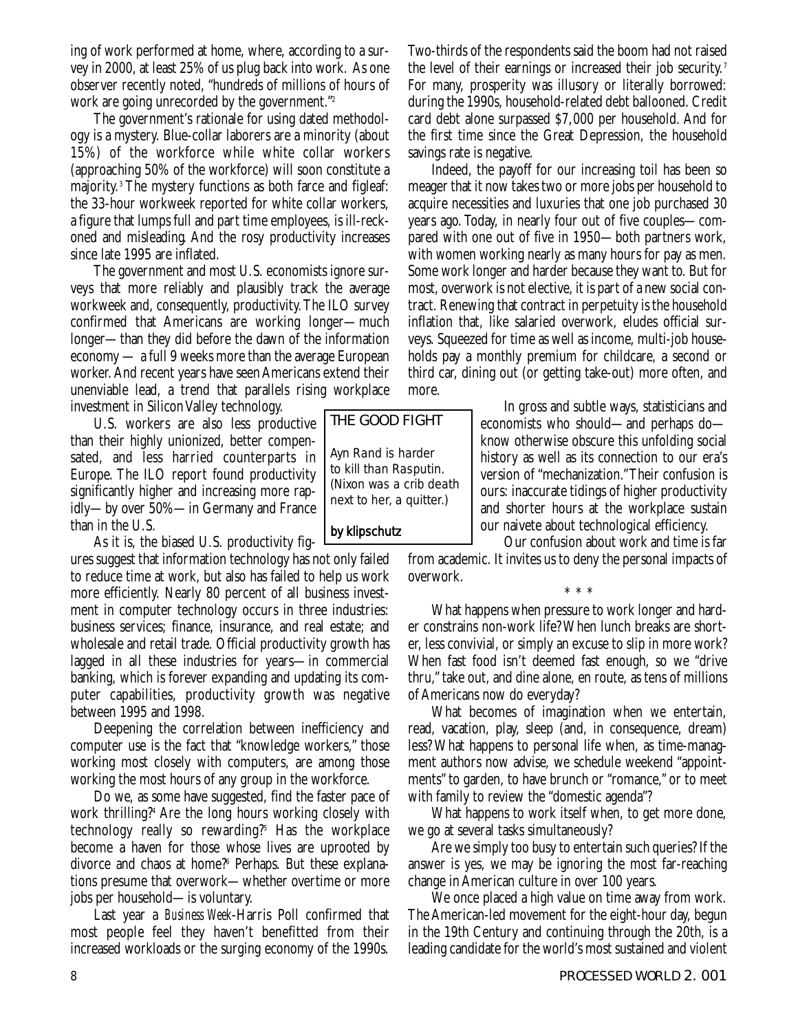ing of work performed at home, where, according to a survey in 2000, at least 25% of us plug back into work. As one observer recently noted, "hundreds of millions of hours of work are going unrecorded by the government."[2]

The government's rationale for using dated methodology is a mystery. Blue-collar laborers are a minority (about 15%) of the workforce while white collar workers (approaching 50% of the workforce) will soon constitute a majority.[3] The mystery functions as both farce and figleaf: the 33-hour workweek reported for white collar workers, a figure that lumps full and part time employees, is ill-reckoned and misleading. And the rosy productivity increases since late 1995 are inflated.

The government and most U.S. economists ignore surveys that more reliably and plausibly track the average workweek and, consequently, productivity. The ILO survey confirmed that Americans are working longer—much longer—than they did before the dawn of the information economy — a full 9 weeks more than the average European worker. And recent years have seen Americans extend their unenviable lead, a trend that parallels rising workplace investment in Silicon Valley technology.

U.S. workers are also less productive than their highly unionized, better compensated, and less harried counterparts in Europe. The ILO report found productivity significantly higher and increasing more rapidly—by over 50%—in Germany and France than in the U.S.

As it is, the biased U.S. productivity figures suggest that information technology has not only failed to reduce time at work, but also has failed to help us work more efficiently. Nearly 80 percent of all business investment in computer technology occurs in three industries: business services; finance, insurance, and real estate; and wholesale and retail trade. Official productivity growth has lagged in all these industries for years—in commercial banking, which is forever expanding and updating its computer capabilities, productivity growth was negative between 1995 and 1998.

Deepening the correlation between inefficiency and computer use is the fact that "knowledge workers," those working most closely with computers, are among those working the most hours of any group in the workforce.

Do we, as some have suggested, find the faster pace of work thrilling?[4] Are the long hours working closely with technology really so rewarding?[5] Has the workplace become a haven for those whose lives are uprooted by divorce and chaos at home?[6] Perhaps. But these explanations presume that overwork—whether overtime or more jobs per household—is voluntary.

Last year a *Business Week*-Harris Poll confirmed that most people feel they haven't benefitted from their increased workloads or the surging economy of the 1990s. Two-thirds of the respondents said the boom had not raised the level of their earnings or increased their job security.[7] For many, prosperity was illusory or literally borrowed: during the 1990s, household-related debt ballooned. Credit card debt alone surpassed $7,000 per household. And for the first time since the Great Depression, the household savings rate is negative.

Indeed, the payoff for our increasing toil has been so meager that it now takes two or more jobs per household to acquire necessities and luxuries that one job purchased 30 years ago. Today, in nearly four out of five couples—compared with one out of five in 1950—both partners work, with women working nearly as many hours for pay as men. Some work longer and harder because they want to. But for most, overwork is not elective, it is part of a new social contract. Renewing that contract in perpetuity is the household inflation that, like salaried overwork, eludes official surveys. Squeezed for time as well as income, multi-job households pay a monthly premium for childcare, a second or third car, dining out (or getting take-out) more often, and more.

In gross and subtle ways, statisticians and economists who should—and perhaps do—know otherwise obscure this unfolding social history as well as its connection to our era's version of "mechanization." Their confusion is ours: inaccurate tidings of higher productivity and shorter hours at the workplace sustain our naivete about technological efficiency.

Our confusion about work and time is far from academic. It invites us to deny the personal impacts of overwork.

> **THE GOOD FIGHT**
>
> Ayn Rand is harder
> to kill than Rasputin.
> (Nixon was a crib death
> next to her, a quitter.)
>
> **by klipschutz**

\* \* \*

What happens when pressure to work longer and harder constrains non-work life? When lunch breaks are shorter, less convivial, or simply an excuse to slip in more work? When fast food isn't deemed fast enough, so we "drive thru," take out, and dine alone, en route, as tens of millions of Americans now do everyday?

What becomes of imagination when we entertain, read, vacation, play, sleep (and, in consequence, dream) less? What happens to personal life when, as time-managment authors now advise, we schedule weekend "appointments" to garden, to have brunch or "romance," or to meet with family to review the "domestic agenda"?

What happens to work itself when, to get more done, we go at several tasks simultaneously?

Are we simply too busy to entertain such queries? If the answer is yes, we may be ignoring the most far-reaching change in American culture in over 100 years.

We once placed a high value on time away from work. The American-led movement for the eight-hour day, begun in the 19th Century and continuing through the 20th, is a leading candidate for the world's most sustained and violent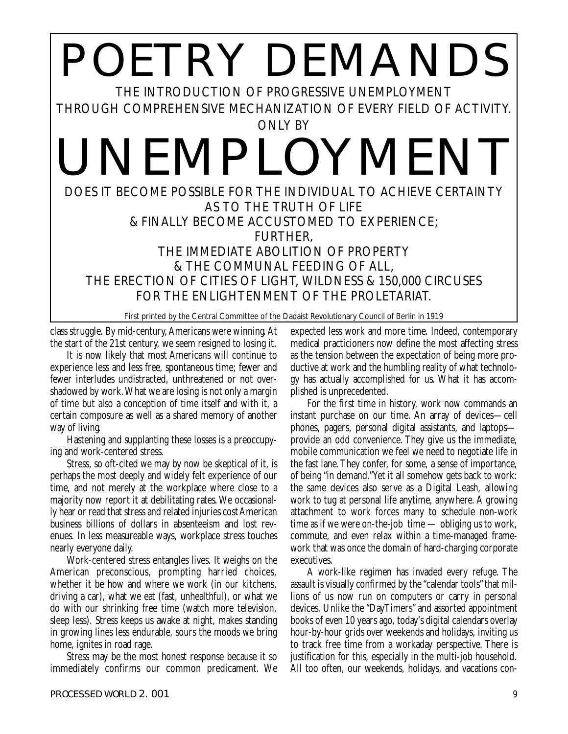# POETRY DEMANDS

THE INTRODUCTION OF PROGRESSIVE UNEMPLOYMENT THROUGH COMPREHENSIVE MECHANIZATION OF EVERY FIELD OF ACTIVITY.

ONLY BY

# UNEMPLOYMENT

DOES IT BECOME POSSIBLE FOR THE INDIVIDUAL TO ACHIEVE CERTAINTY AS TO THE TRUTH OF LIFE & FINALLY BECOME ACCUSTOMED TO EXPERIENCE;

FURTHER,

THE IMMEDIATE ABOLITION OF PROPERTY & THE COMMUNAL FEEDING OF ALL, THE ERECTION OF CITIES OF LIGHT, WILDNESS & 150,000 CIRCUSES FOR THE ENLIGHTENMENT OF THE PROLETARIAT.

First printed by the Central Committee of the Dadaist Revolutionary Council of Berlin in 1919

class struggle. By mid-century, Americans were winning. At the start of the 21st century, we seem resigned to losing it.

It is now likely that most Americans will continue to experience less and less free, spontaneous time; fewer and fewer interludes undistracted, unthreatened or not overshadowed by work. What we are losing is not only a margin of time but also a conception of time itself and with it, a certain composure as well as a shared memory of another way of living.

Hastening and supplanting these losses is a preoccupying and work-centered stress.

Stress, so oft-cited we may by now be skeptical of it, is perhaps the most deeply and widely felt experience of our time, and not merely at the workplace where close to a majority now report it at debilitating rates. We occasionally hear or read that stress and related injuries cost American business billions of dollars in absenteeism and lost revenues. In less measureable ways, workplace stress touches nearly everyone daily.

Work-centered stress entangles lives. It weighs on the American preconscious, prompting harried choices, whether it be how and where we work (in our kitchens, driving a car), what we eat (fast, unhealthful), or what we do with our shrinking free time (watch more television, sleep less). Stress keeps us awake at night, makes standing in growing lines less endurable, sours the moods we bring home, ignites in road rage.

Stress may be the most honest response because it so immediately confirms our common predicament. We expected less work and more time. Indeed, contemporary medical practicioners now define the most affecting stress as the tension between the expectation of being more productive at work and the humbling reality of what technology has actually accomplished for us. What it has accomplished is unprecedented.

For the first time in history, work now commands an instant purchase on our time. An array of devices—cell phones, pagers, personal digital assistants, and laptops—provide an odd convenience. They give us the immediate, mobile communication we feel we need to negotiate life in the fast lane. They confer, for some, a sense of importance, of being "in demand." Yet it all somehow gets back to work: the same devices also serve as a Digital Leash, allowing work to tug at personal life anytime, anywhere. A growing attachment to work forces many to schedule non-work time as if we were on-the-job time — obliging us to work, commute, and even relax within a time-managed framework that was once the domain of hard-charging corporate executives.

A work-like regimen has invaded every refuge. The assault is visually confirmed by the "calendar tools" that millions of us now run on computers or carry in personal devices. Unlike the "DayTimers" and assorted appointment books of even 10 years ago, today's digital calendars overlay hour-by-hour grids over weekends and holidays, inviting us to track free time from a workaday perspective. There is justification for this, especially in the multi-job household. All too often, our weekends, holidays, and vacations con-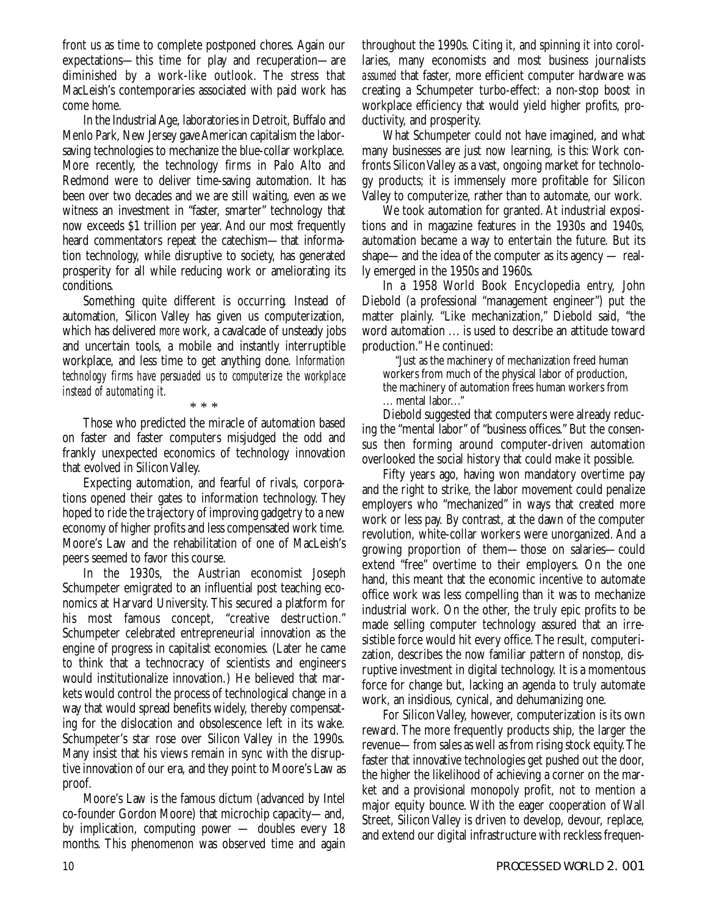front us as time to complete postponed chores. Again our expectations—this time for play and recuperation—are diminished by a work-like outlook. The stress that MacLeish's contemporaries associated with paid work has come home.

In the Industrial Age, laboratories in Detroit, Buffalo and Menlo Park, New Jersey gave American capitalism the labor-saving technologies to mechanize the blue-collar workplace. More recently, the technology firms in Palo Alto and Redmond were to deliver time-saving automation. It has been over two decades and we are still waiting, even as we witness an investment in "faster, smarter" technology that now exceeds $1 trillion per year. And our most frequently heard commentators repeat the catechism—that information technology, while disruptive to society, has generated prosperity for all while reducing work or ameliorating its conditions.

Something quite different is occurring. Instead of automation, Silicon Valley has given us computerization, which has delivered *more* work, a cavalcade of unsteady jobs and uncertain tools, a mobile and instantly interruptible workplace, and less time to get anything done. *Information technology firms have persuaded us to computerize the workplace instead of automating it.*

\* \* \*

Those who predicted the miracle of automation based on faster and faster computers misjudged the odd and frankly unexpected economics of technology innovation that evolved in Silicon Valley.

Expecting automation, and fearful of rivals, corporations opened their gates to information technology. They hoped to ride the trajectory of improving gadgetry to a new economy of higher profits and less compensated work time. Moore's Law and the rehabilitation of one of MacLeish's peers seemed to favor this course.

In the 1930s, the Austrian economist Joseph Schumpeter emigrated to an influential post teaching economics at Harvard University. This secured a platform for his most famous concept, "creative destruction." Schumpeter celebrated entrepreneurial innovation as the engine of progress in capitalist economies. (Later he came to think that a technocracy of scientists and engineers would institutionalize innovation.) He believed that markets would control the process of technological change in a way that would spread benefits widely, thereby compensating for the dislocation and obsolescence left in its wake. Schumpeter's star rose over Silicon Valley in the 1990s. Many insist that his views remain in sync with the disruptive innovation of our era, and they point to Moore's Law as proof.

Moore's Law is the famous dictum (advanced by Intel co-founder Gordon Moore) that microchip capacity—and, by implication, computing power — doubles every 18 months. This phenomenon was observed time and again throughout the 1990s. Citing it, and spinning it into corollaries, many economists and most business journalists *assumed* that faster, more efficient computer hardware was creating a Schumpeter turbo-effect: a non-stop boost in workplace efficiency that would yield higher profits, productivity, and prosperity.

What Schumpeter could not have imagined, and what many businesses are just now learning, is this: Work confronts Silicon Valley as a vast, ongoing market for technology products; it is immensely more profitable for Silicon Valley to computerize, rather than to automate, our work.

We took automation for granted. At industrial expositions and in magazine features in the 1930s and 1940s, automation became a way to entertain the future. But its shape—and the idea of the computer as its agency — really emerged in the 1950s and 1960s.

In a 1958 World Book Encyclopedia entry, John Diebold (a professional "management engineer") put the matter plainly. "Like mechanization," Diebold said, "the word automation … is used to describe an attitude toward production." He continued:

> "Just as the machinery of mechanization freed human workers from much of the physical labor of production, the machinery of automation frees human workers from … mental labor…"

Diebold suggested that computers were already reducing the "mental labor" of "business offices." But the consensus then forming around computer-driven automation overlooked the social history that could make it possible.

Fifty years ago, having won mandatory overtime pay and the right to strike, the labor movement could penalize employers who "mechanized" in ways that created more work or less pay. By contrast, at the dawn of the computer revolution, white-collar workers were unorganized. And a growing proportion of them—those on salaries—could extend "free" overtime to their employers. On the one hand, this meant that the economic incentive to automate office work was less compelling than it was to mechanize industrial work. On the other, the truly epic profits to be made selling computer technology assured that an irresistible force would hit every office. The result, computerization, describes the now familiar pattern of nonstop, disruptive investment in digital technology. It is a momentous force for change but, lacking an agenda to truly automate work, an insidious, cynical, and dehumanizing one.

For Silicon Valley, however, computerization is its own reward. The more frequently products ship, the larger the revenue—from sales as well as from rising stock equity. The faster that innovative technologies get pushed out the door, the higher the likelihood of achieving a corner on the market and a provisional monopoly profit, not to mention a major equity bounce. With the eager cooperation of Wall Street, Silicon Valley is driven to develop, devour, replace, and extend our digital infrastructure with reckless frequen-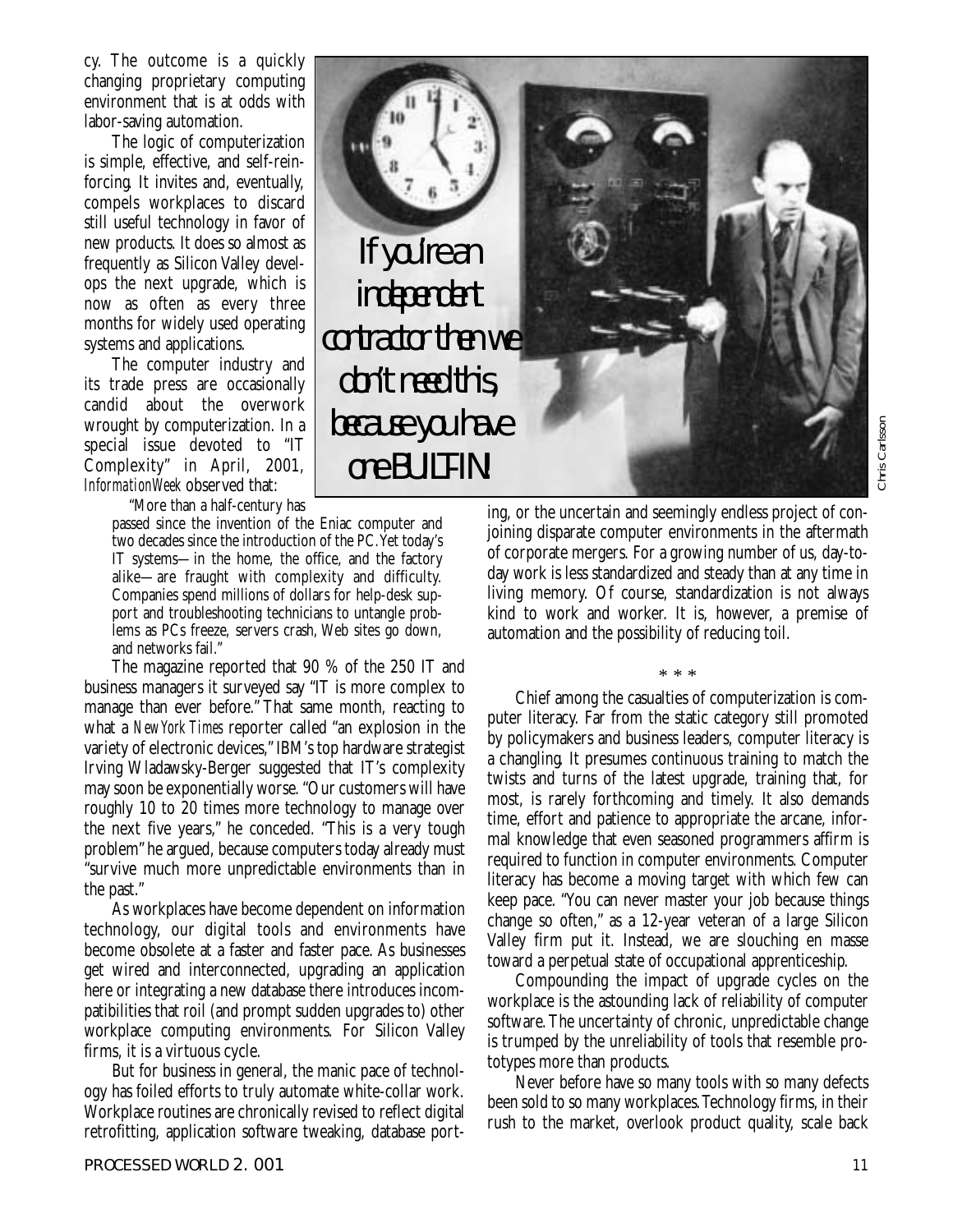cy. The outcome is a quickly changing proprietary computing environment that is at odds with labor-saving automation.

The logic of computerization is simple, effective, and self-reinforcing. It invites and, eventually, compels workplaces to discard still useful technology in favor of new products. It does so almost as frequently as Silicon Valley develops the next upgrade, which is now as often as every three months for widely used operating systems and applications.

The computer industry and its trade press are occasionally candid about the overwork wrought by computerization. In a special issue devoted to "IT Complexity" in April, 2001, *InformationWeek* observed that:

> "More than a half-century has passed since the invention of the Eniac computer and two decades since the introduction of the PC. Yet today's IT systems—in the home, the office, and the factory alike—are fraught with complexity and difficulty. Companies spend millions of dollars for help-desk support and troubleshooting technicians to untangle problems as PCs freeze, servers crash, Web sites go down, and networks fail."

The magazine reported that 90 % of the 250 IT and business managers it surveyed say "IT is more complex to manage than ever before." That same month, reacting to what a *New York Times* reporter called "an explosion in the variety of electronic devices," IBM's top hardware strategist Irving Wladawsky-Berger suggested that IT's complexity may soon be exponentially worse. "Our customers will have roughly 10 to 20 times more technology to manage over the next five years," he conceded. "This is a very tough problem" he argued, because computers today already must "survive much more unpredictable environments than in the past."

As workplaces have become dependent on information technology, our digital tools and environments have become obsolete at a faster and faster pace. As businesses get wired and interconnected, upgrading an application here or integrating a new database there introduces incompatibilities that roil (and prompt sudden upgrades to) other workplace computing environments. For Silicon Valley firms, it is a virtuous cycle.

But for business in general, the manic pace of technology has foiled efforts to truly automate white-collar work. Workplace routines are chronically revised to reflect digital retrofitting, application software tweaking, database porting, or the uncertain and seemingly endless project of conjoining disparate computer environments in the aftermath of corporate mergers. For a growing number of us, day-to-day work is less standardized and steady than at any time in living memory. Of course, standardization is not always kind to work and worker. It is, however, a premise of automation and the possibility of reducing toil.

If you're an independent contractor then we don't need this, because you have one BUILT-IN!

Chris Carlsson

\* \* \*

Chief among the casualties of computerization is computer literacy. Far from the static category still promoted by policymakers and business leaders, computer literacy is a changling. It presumes continuous training to match the twists and turns of the latest upgrade, training that, for most, is rarely forthcoming and timely. It also demands time, effort and patience to appropriate the arcane, informal knowledge that even seasoned programmers affirm is required to function in computer environments. Computer literacy has become a moving target with which few can keep pace. "You can never master your job because things change so often," as a 12-year veteran of a large Silicon Valley firm put it. Instead, we are slouching en masse toward a perpetual state of occupational apprenticeship.

Compounding the impact of upgrade cycles on the workplace is the astounding lack of reliability of computer software. The uncertainty of chronic, unpredictable change is trumped by the unreliability of tools that resemble prototypes more than products.

Never before have so many tools with so many defects been sold to so many workplaces. Technology firms, in their rush to the market, overlook product quality, scale back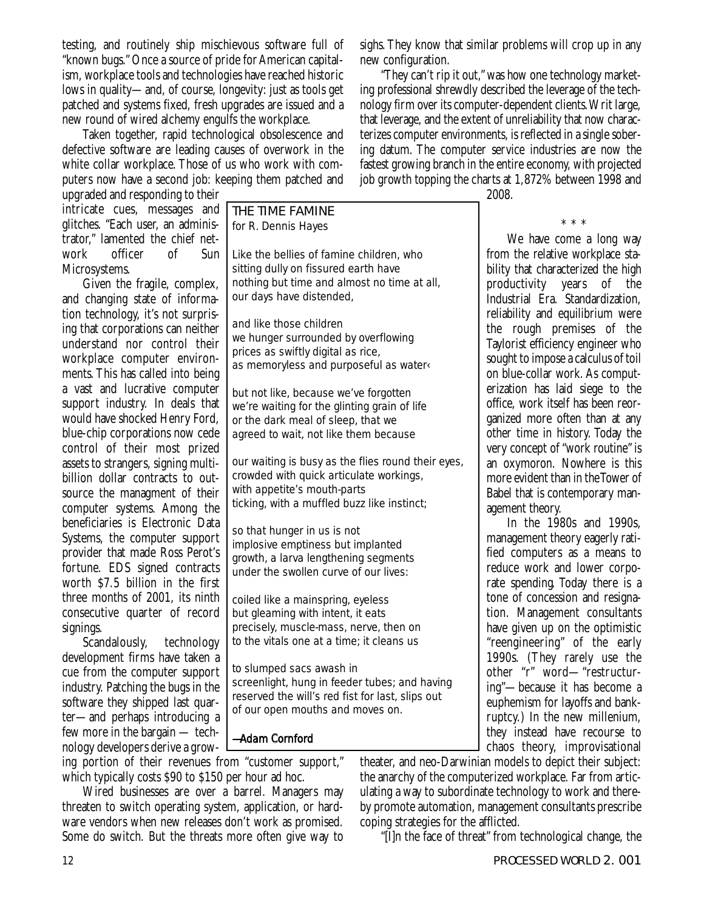testing, and routinely ship mischievous software full of "known bugs." Once a source of pride for American capitalism, workplace tools and technologies have reached historic lows in quality—and, of course, longevity: just as tools get patched and systems fixed, fresh upgrades are issued and a new round of wired alchemy engulfs the workplace.

Taken together, rapid technological obsolescence and defective software are leading causes of overwork in the white collar workplace. Those of us who work with computers now have a second job: keeping them patched and upgraded and responding to their intricate cues, messages and glitches. "Each user, an administrator," lamented the chief network officer of Sun Microsystems.

Given the fragile, complex, and changing state of information technology, it's not surprising that corporations can neither understand nor control their workplace computer environments. This has called into being a vast and lucrative computer support industry. In deals that would have shocked Henry Ford, blue-chip corporations now cede control of their most prized assets to strangers, signing multi-billion dollar contracts to outsource the managment of their computer systems. Among the beneficiaries is Electronic Data Systems, the computer support provider that made Ross Perot's fortune. EDS signed contracts worth $7.5 billion in the first three months of 2001, its ninth consecutive quarter of record signings.

Scandalously, technology development firms have taken a cue from the computer support industry. Patching the bugs in the software they shipped last quarter—and perhaps introducing a few more in the bargain — technology developers derive a growing portion of their revenues from "customer support," which typically costs $90 to $150 per hour ad hoc.

Wired businesses are over a barrel. Managers may threaten to switch operating system, application, or hardware vendors when new releases don't work as promised. Some do switch. But the threats more often give way to sighs. They know that similar problems will crop up in any new configuration.

"They can't rip it out," was how one technology marketing professional shrewdly described the leverage of the technology firm over its computer-dependent clients. Writ large, that leverage, and the extent of unreliability that now characterizes computer environments, is reflected in a single sobering datum. The computer service industries are now the fastest growing branch in the entire economy, with projected job growth topping the charts at 1,872% between 1998 and 2008.

\* \* \*

We have come a long way from the relative workplace stability that characterized the high productivity years of the Industrial Era. Standardization, reliability and equilibrium were the rough premises of the Taylorist efficiency engineer who sought to impose a calculus of toil on blue-collar work. As computerization has laid siege to the office, work itself has been reorganized more often than at any other time in history. Today the very concept of "work routine" is an oxymoron. Nowhere is this more evident than in the Tower of Babel that is contemporary management theory.

In the 1980s and 1990s, management theory eagerly ratified computers as a means to reduce work and lower corporate spending. Today there is a tone of concession and resignation. Management consultants have given up on the optimistic "reengineering" of the early 1990s. (They rarely use the other "r" word—"restructuring"—because it has become a euphemism for layoffs and bankruptcy.) In the new millenium, they instead have recourse to chaos theory, improvisational theater, and neo-Darwinian models to depict their subject: the anarchy of the computerized workplace. Far from articulating a way to subordinate technology to work and thereby promote automation, management consultants prescribe coping strategies for the afflicted.

"[I]n the face of threat" from technological change, the

---

### THE TIME FAMINE

*for R. Dennis Hayes*

Like the bellies of famine children, who
sitting dully on fissured earth have
nothing but time and almost no time at all,
our days have distended,

and like those children
we hunger surrounded by overflowing
prices as swiftly digital as rice,
as memoryless and purposeful as water‹

but not like, because we've forgotten
we're waiting for the glinting grain of life
or the dark meal of sleep, that we
agreed to wait, not like them because

our waiting is busy as the flies round their eyes,
crowded with quick articulate workings,
with appetite's mouth-parts
ticking, with a muffled buzz like instinct;

so that hunger in us is not
implosive emptiness but implanted
growth, a larva lengthening segments
under the swollen curve of our lives:

coiled like a mainspring, eyeless
but gleaming with intent, it eats
precisely, muscle-mass, nerve, then on
to the vitals one at a time; it cleans us

to slumped sacs awash in
screenlight, hung in feeder tubes; and having
reserved the will's red fist for last, slips out
of our open mouths and moves on.

—Adam Cornford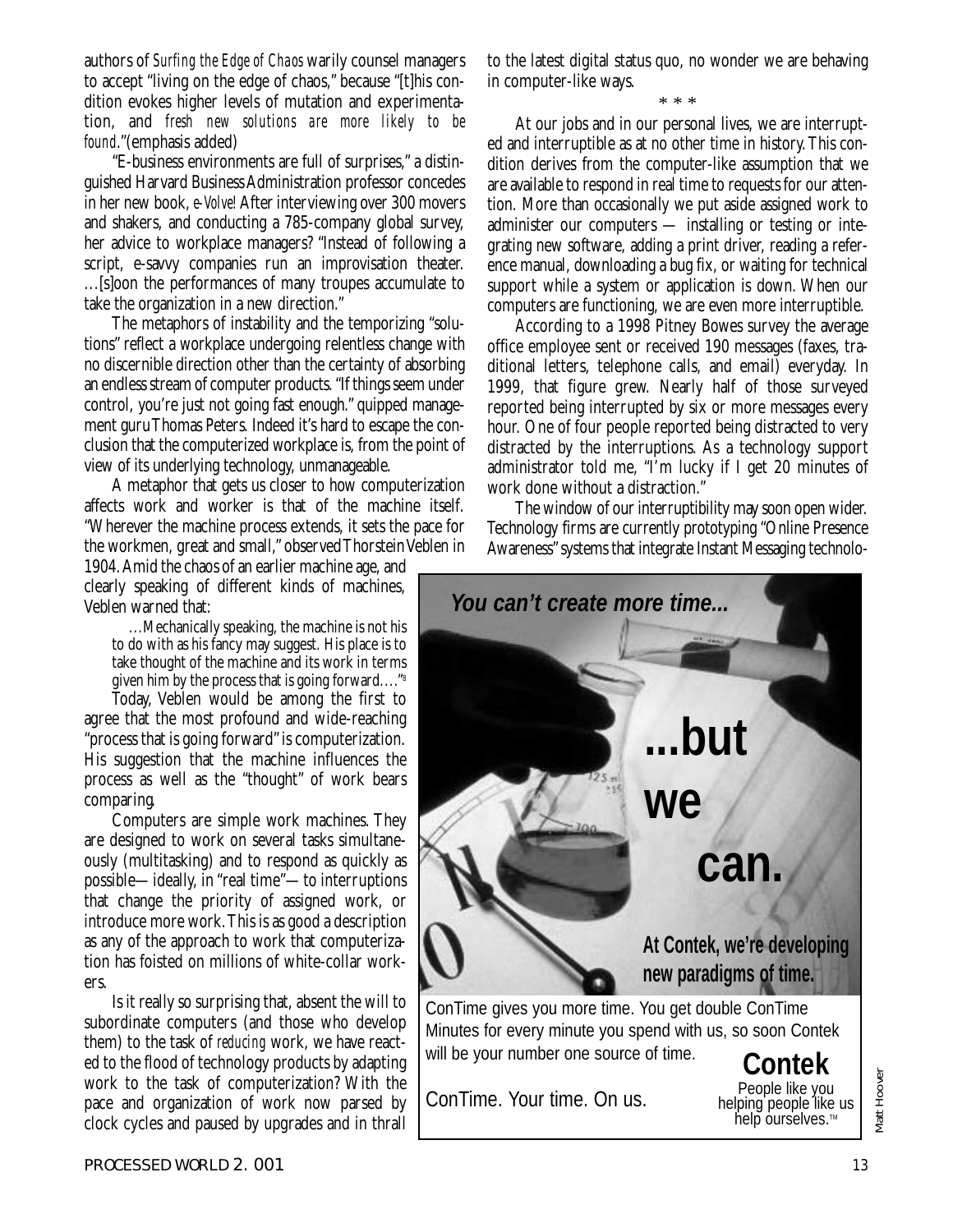authors of *Surfing the Edge of Chaos* warily counsel managers to accept "living on the edge of chaos," because "[t]his condition evokes higher levels of mutation and experimentation, and *fresh new solutions are more likely to be found*."(emphasis added)

"E-business environments are full of surprises," a distinguished Harvard Business Administration professor concedes in her new book, *e-Volve!* After interviewing over 300 movers and shakers, and conducting a 785-company global survey, her advice to workplace managers? "Instead of following a script, e-savvy companies run an improvisation theater. …[s]oon the performances of many troupes accumulate to take the organization in a new direction."

The metaphors of instability and the temporizing "solutions" reflect a workplace undergoing relentless change with no discernible direction other than the certainty of absorbing an endless stream of computer products. "If things seem under control, you're just not going fast enough." quipped management guru Thomas Peters. Indeed it's hard to escape the conclusion that the computerized workplace is, from the point of view of its underlying technology, unmanageable.

A metaphor that gets us closer to how computerization affects work and worker is that of the machine itself. "Wherever the machine process extends, it sets the pace for the workmen, great and small," observed Thorstein Veblen in 1904. Amid the chaos of an earlier machine age, and clearly speaking of different kinds of machines, Veblen warned that:

> …Mechanically speaking, the machine is not his to do with as his fancy may suggest. His place is to take thought of the machine and its work in terms given him by the process that is going forward…."[8]

Today, Veblen would be among the first to agree that the most profound and wide-reaching "process that is going forward" is computerization. His suggestion that the machine influences the process as well as the "thought" of work bears comparing.

Computers are simple work machines. They are designed to work on several tasks simultaneously (multitasking) and to respond as quickly as possible— ideally, in "real time"— to interruptions that change the priority of assigned work, or introduce more work. This is as good a description as any of the approach to work that computerization has foisted on millions of white-collar workers.

Is it really so surprising that, absent the will to subordinate computers (and those who develop them) to the task of *reducing* work, we have reacted to the flood of technology products by adapting work to the task of computerization? With the pace and organization of work now parsed by clock cycles and paused by upgrades and in thrall to the latest digital status quo, no wonder we are behaving in computer-like ways.

\* \* \*

At our jobs and in our personal lives, we are interrupted and interruptible as at no other time in history. This condition derives from the computer-like assumption that we are available to respond in real time to requests for our attention. More than occasionally we put aside assigned work to administer our computers — installing or testing or integrating new software, adding a print driver, reading a reference manual, downloading a bug fix, or waiting for technical support while a system or application is down. When our computers are functioning, we are even more interruptible.

According to a 1998 Pitney Bowes survey the average office employee sent or received 190 messages (faxes, traditional letters, telephone calls, and email) everyday. In 1999, that figure grew. Nearly half of those surveyed reported being interrupted by six or more messages every hour. One of four people reported being distracted to very distracted by the interruptions. As a technology support administrator told me, "I'm lucky if I get 20 minutes of work done without a distraction."

The window of our interruptibility may soon open wider. Technology firms are currently prototyping "Online Presence Awareness" systems that integrate Instant Messaging technolo-

**You can't create more time...**

**...but we can.**

**At Contek, we're developing new paradigms of time.**

ConTime gives you more time. You get double ConTime Minutes for every minute you spend with us, so soon Contek will be your number one source of time.

ConTime. Your time. On us.

**Contek**
People like you helping people like us help ourselves.™

Matt Hoover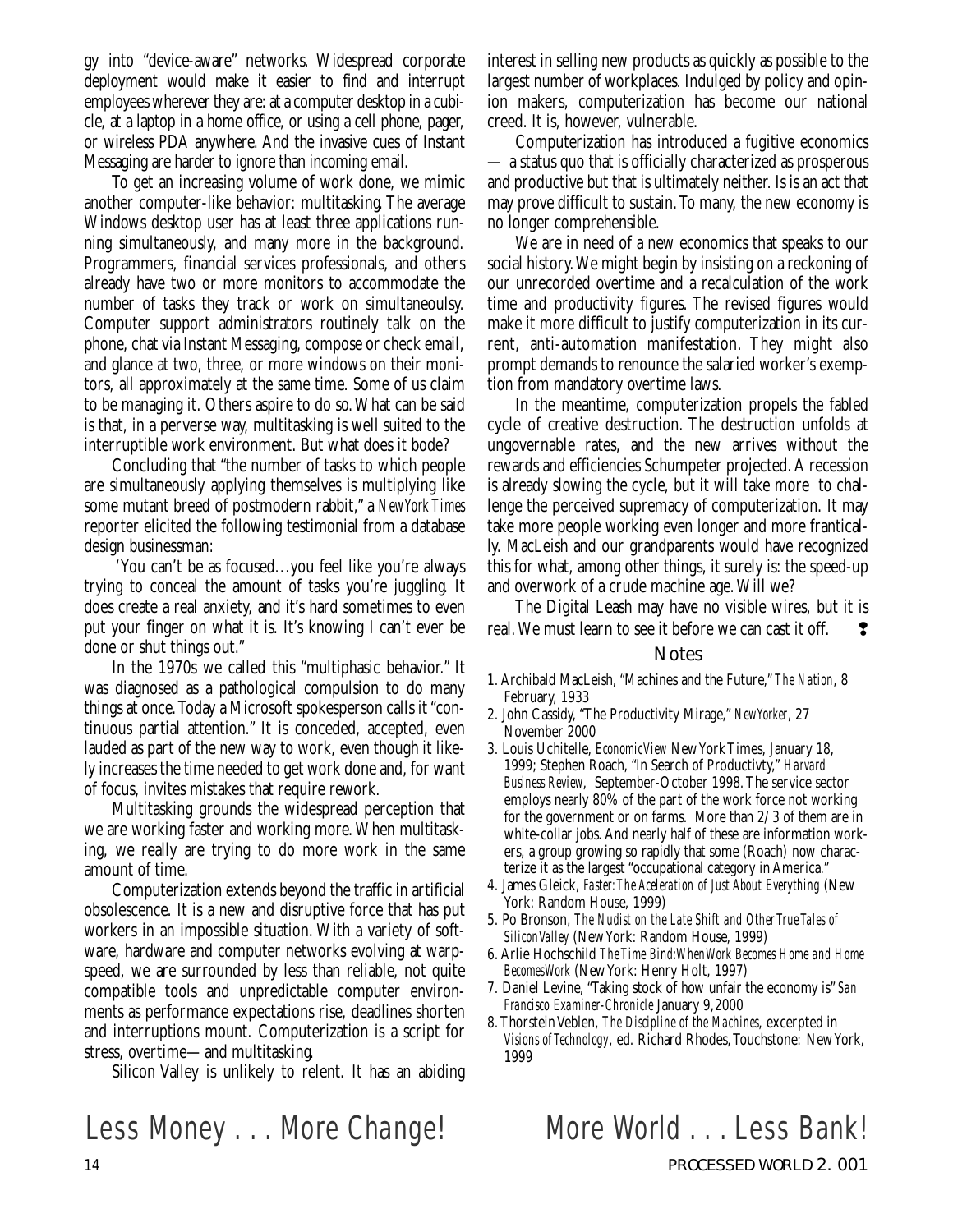gy into "device-aware" networks. Widespread corporate deployment would make it easier to find and interrupt employees wherever they are: at a computer desktop in a cubicle, at a laptop in a home office, or using a cell phone, pager, or wireless PDA anywhere. And the invasive cues of Instant Messaging are harder to ignore than incoming email.

To get an increasing volume of work done, we mimic another computer-like behavior: multitasking. The average Windows desktop user has at least three applications running simultaneously, and many more in the background. Programmers, financial services professionals, and others already have two or more monitors to accommodate the number of tasks they track or work on simultaneoulsy. Computer support administrators routinely talk on the phone, chat via Instant Messaging, compose or check email, and glance at two, three, or more windows on their monitors, all approximately at the same time. Some of us claim to be managing it. Others aspire to do so. What can be said is that, in a perverse way, multitasking is well suited to the interruptible work environment. But what does it bode?

Concluding that "the number of tasks to which people are simultaneously applying themselves is multiplying like some mutant breed of postmodern rabbit," a *New York Times* reporter elicited the following testimonial from a database design businessman:

'You can't be as focused…you feel like you're always trying to conceal the amount of tasks you're juggling. It does create a real anxiety, and it's hard sometimes to even put your finger on what it is. It's knowing I can't ever be done or shut things out."

In the 1970s we called this "multiphasic behavior." It was diagnosed as a pathological compulsion to do many things at once. Today a Microsoft spokesperson calls it "continuous partial attention." It is conceded, accepted, even lauded as part of the new way to work, even though it likely increases the time needed to get work done and, for want of focus, invites mistakes that require rework.

Multitasking grounds the widespread perception that we are working faster and working more. When multitasking, we really are trying to do more work in the same amount of time.

Computerization extends beyond the traffic in artificial obsolescence. It is a new and disruptive force that has put workers in an impossible situation. With a variety of software, hardware and computer networks evolving at warp-speed, we are surrounded by less than reliable, not quite compatible tools and unpredictable computer environments as performance expectations rise, deadlines shorten and interruptions mount. Computerization is a script for stress, overtime—and multitasking.

Silicon Valley is unlikely to relent. It has an abiding interest in selling new products as quickly as possible to the largest number of workplaces. Indulged by policy and opinion makers, computerization has become our national creed. It is, however, vulnerable.

Computerization has introduced a fugitive economics — a status quo that is officially characterized as prosperous and productive but that is ultimately neither. Is is an act that may prove difficult to sustain. To many, the new economy is no longer comprehensible.

We are in need of a new economics that speaks to our social history. We might begin by insisting on a reckoning of our unrecorded overtime and a recalculation of the work time and productivity figures. The revised figures would make it more difficult to justify computerization in its current, anti-automation manifestation. They might also prompt demands to renounce the salaried worker's exemption from mandatory overtime laws.

In the meantime, computerization propels the fabled cycle of creative destruction. The destruction unfolds at ungovernable rates, and the new arrives without the rewards and efficiencies Schumpeter projected. A recession is already slowing the cycle, but it will take more to challenge the perceived supremacy of computerization. It may take more people working even longer and more frantically. MacLeish and our grandparents would have recognized this for what, among other things, it surely is: the speed-up and overwork of a crude machine age. Will we?

The Digital Leash may have no visible wires, but it is real. We must learn to see it before we can cast it off. ❢

## Notes

1. Archibald MacLeish, "Machines and the Future," *The Nation*, 8 February, 1933
2. John Cassidy, "The Productivity Mirage," *New Yorker*, 27 November 2000
3. Louis Uchitelle, *Economic View* New York Times, January 18, 1999; Stephen Roach, "In Search of Productivty," *Harvard Business Review*, September-October 1998. The service sector employs nearly 80% of the part of the work force not working for the government or on farms. More than 2/3 of them are in white-collar jobs. And nearly half of these are information workers, a group growing so rapidly that some (Roach) now characterize it as the largest "occupational category in America."
4. James Gleick, *Faster: The Aceleration of Just About Everything* (New York: Random House, 1999)
5. Po Bronson, *The Nudist on the Late Shift and Other True Tales of Silicon Valley* (New York: Random House, 1999)
6. Arlie Hochschild *The Time Bind: When Work Becomes Home and Home Becomes Work* (New York: Henry Holt, 1997)
7. Daniel Levine, "Taking stock of how unfair the economy is" *San Francisco Examiner-Chronicle* January 9, 2000
8. Thorstein Veblen, *The Discipline of the Machines*, excerpted in *Visions of Technology*, ed. Richard Rhodes, Touchstone: New York, 1999

Less Money . . . More Change!     More World . . . Less Bank!